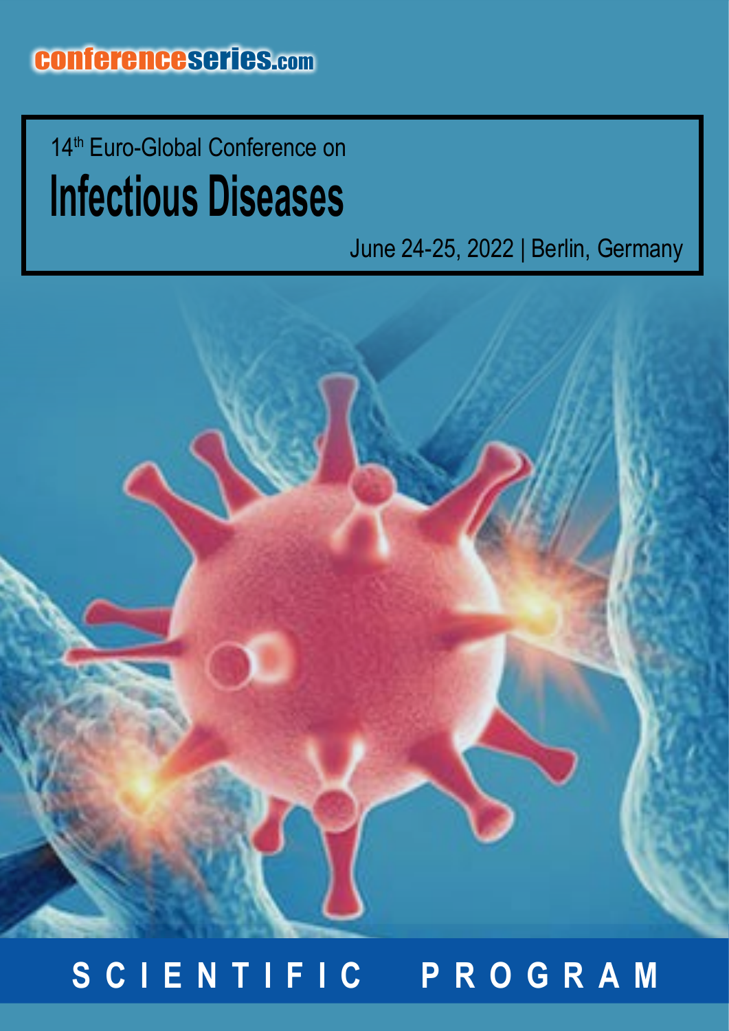conferenceseries.com

14th Euro-Global Conference on

# Infectious Diseases

June 24-25, 2022 | Berlin, Germany

## SCIENTIFIC PROGRAM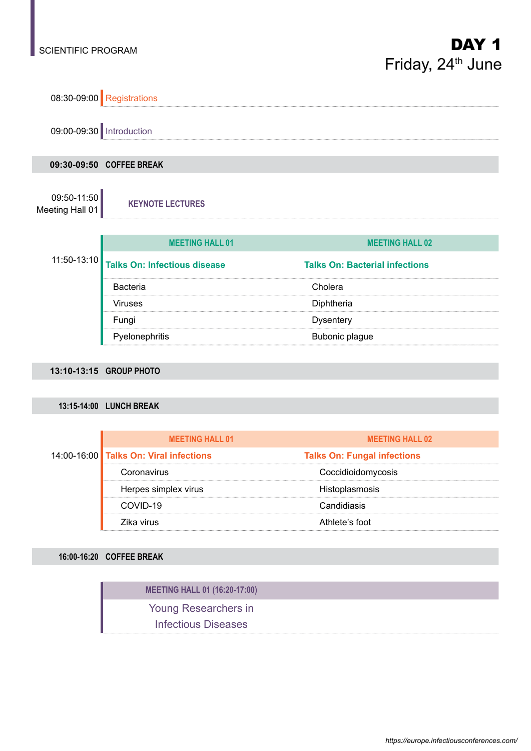SCIENTIFIC PROGRAM

# DAY 1

## Friday, 24th June

08:30-09:00 Registrations

09:00-09:30 Introduction

**09:30-09:50 COFFEE BREAK**

09:50-11:50
Meeting Hall 01 — **KEYNOTE LECTURES**

**11:50-13:10**

| MEETING HALL 01 | MEETING HALL 02 |
|---|---|
| **Talks On: Infectious disease** | **Talks On: Bacterial infections** |
| Bacteria | Cholera |
| Viruses | Diphtheria |
| Fungi | Dysentery |
| Pyelonephritis | Bubonic plague |

**13:10-13:15 GROUP PHOTO**

**13:15-14:00 LUNCH BREAK**

**14:00-16:00**

| MEETING HALL 01 | MEETING HALL 02 |
|---|---|
| **Talks On: Viral infections** | **Talks On: Fungal infections** |
| Coronavirus | Coccidioidomycosis |
| Herpes simplex virus | Histoplasmosis |
| COVID-19 | Candidiasis |
| Zika virus | Athlete's foot |

**16:00-16:20 COFFEE BREAK**

**MEETING HALL 01 (16:20-17:00)**

Young Researchers in Infectious Diseases

https://europe.infectiousconferences.com/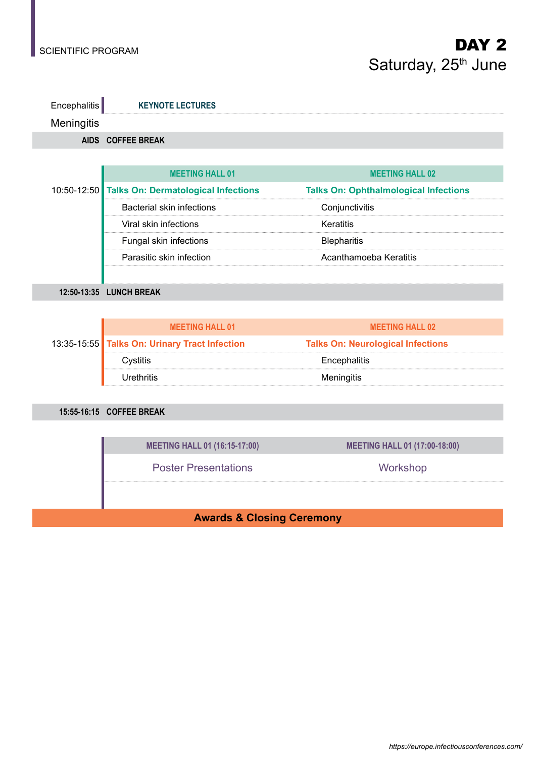SCIENTIFIC PROGRAM

# DAY 2
## Saturday, 25th June

| | | |
|---|---|---|
| Encephalitis | **KEYNOTE LECTURES** | |
| Meningitis | | |
| **AIDS** | **COFFEE BREAK** | |
| | **MEETING HALL 01** | **MEETING HALL 02** |
| 10:50-12:50 | **Talks On: Dermatological Infections** | **Talks On: Ophthalmological Infections** |
| | Bacterial skin infections | Conjunctivitis |
| | Viral skin infections | Keratitis |
| | Fungal skin infections | Blepharitis |
| | Parasitic skin infection | Acanthamoeba Keratitis |
| **12:50-13:35** | **LUNCH BREAK** | |
| | **MEETING HALL 01** | **MEETING HALL 02** |
| 13:35-15:55 | **Talks On: Urinary Tract Infection** | **Talks On: Neurological Infections** |
| | Cystitis | Encephalitis |
| | Urethritis | Meningitis |
| **15:55-16:15** | **COFFEE BREAK** | |
| | **MEETING HALL 01 (16:15-17:00)** | **MEETING HALL 01 (17:00-18:00)** |
| | Poster Presentations | Workshop |

**Awards & Closing Ceremony**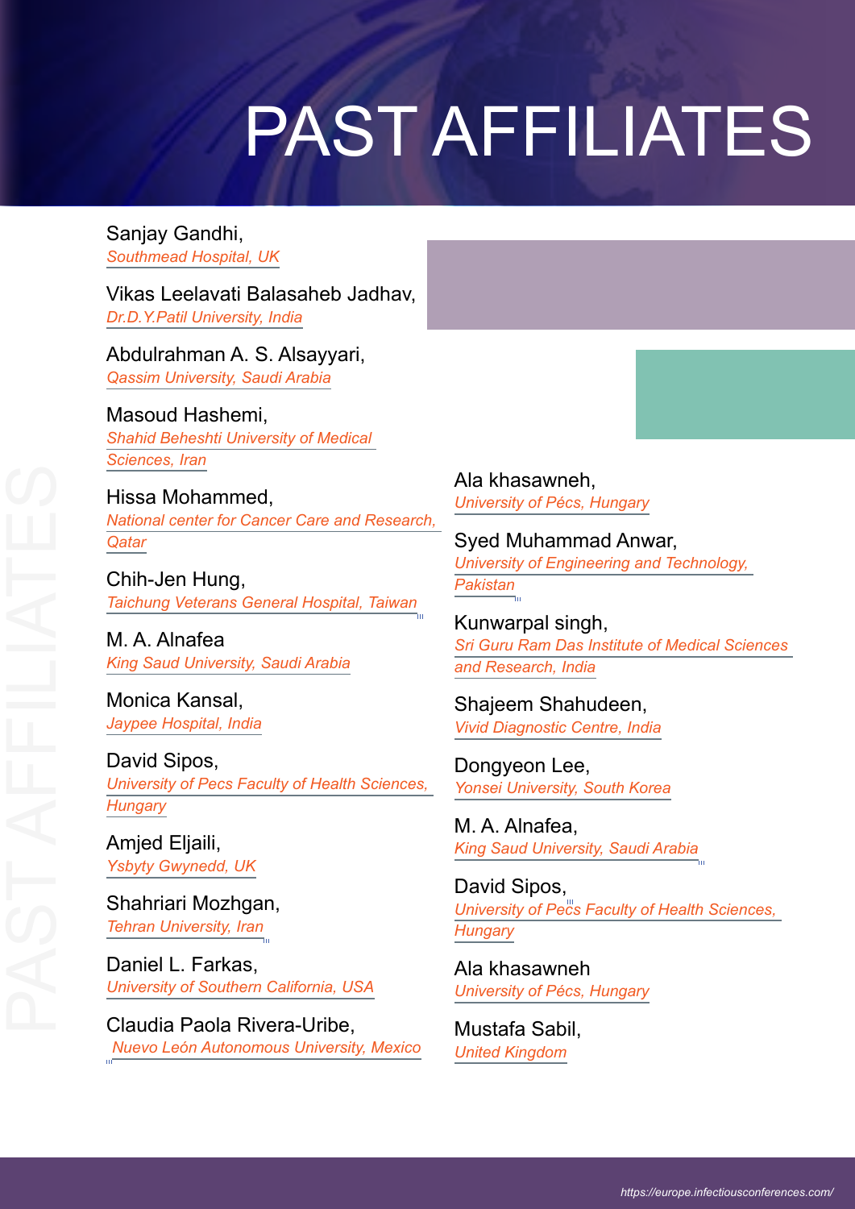# PAST AFFILIATES

Sanjay Gandhi,
*Southmead Hospital, UK*

Vikas Leelavati Balasaheb Jadhav,
*Dr.D.Y.Patil University, India*

Abdulrahman A. S. Alsayyari,
*Qassim University, Saudi Arabia*

Masoud Hashemi,
*Shahid Beheshti University of Medical Sciences, Iran*

Hissa Mohammed,
*National center for Cancer Care and Research, Qatar*

Chih-Jen Hung,
*Taichung Veterans General Hospital, Taiwan*

M. A. Alnafea
*King Saud University, Saudi Arabia*

Monica Kansal,
*Jaypee Hospital, India*

David Sipos,
*University of Pecs Faculty of Health Sciences, Hungary*

Amjed Eljaili,
*Ysbyty Gwynedd, UK*

Shahriari Mozhgan,
*Tehran University, Iran*

Daniel L. Farkas,
*University of Southern California, USA*

Claudia Paola Rivera-Uribe,
*Nuevo León Autonomous University, Mexico*

Ala khasawneh,
*University of Pécs, Hungary*

Syed Muhammad Anwar,
*University of Engineering and Technology, Pakistan*

Kunwarpal singh,
*Sri Guru Ram Das Institute of Medical Sciences and Research, India*

Shajeem Shahudeen,
*Vivid Diagnostic Centre, India*

Dongyeon Lee,
*Yonsei University, South Korea*

M. A. Alnafea,
*King Saud University, Saudi Arabia*

David Sipos,
*University of Pecs Faculty of Health Sciences, Hungary*

Ala khasawneh
*University of Pécs, Hungary*

Mustafa Sabil,
*United Kingdom*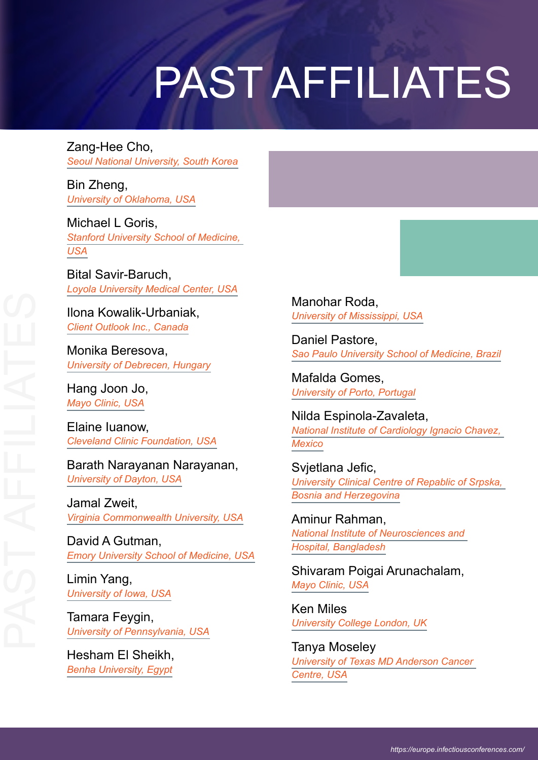# PAST AFFILIATES

Zang-Hee Cho,
*Seoul National University, South Korea*

Bin Zheng,
*University of Oklahoma, USA*

Michael L Goris,
*Stanford University School of Medicine, USA*

Bital Savir-Baruch,
*Loyola University Medical Center, USA*

Ilona Kowalik-Urbaniak,
*Client Outlook Inc., Canada*

Monika Beresova,
*University of Debrecen, Hungary*

Hang Joon Jo,
*Mayo Clinic, USA*

Elaine Iuanow,
*Cleveland Clinic Foundation, USA*

Barath Narayanan Narayanan,
*University of Dayton, USA*

Jamal Zweit,
*Virginia Commonwealth University, USA*

David A Gutman,
*Emory University School of Medicine, USA*

Limin Yang,
*University of Iowa, USA*

Tamara Feygin,
*University of Pennsylvania, USA*

Hesham El Sheikh,
*Benha University, Egypt*

Manohar Roda,
*University of Mississippi, USA*

Daniel Pastore,
*Sao Paulo University School of Medicine, Brazil*

Mafalda Gomes,
*University of Porto, Portugal*

Nilda Espinola-Zavaleta,
*National Institute of Cardiology Ignacio Chavez, Mexico*

Svjetlana Jefic,
*University Clinical Centre of Repablic of Srpska, Bosnia and Herzegovina*

Aminur Rahman,
*National Institute of Neurosciences and Hospital, Bangladesh*

Shivaram Poigai Arunachalam,
*Mayo Clinic, USA*

Ken Miles
*University College London, UK*

Tanya Moseley
*University of Texas MD Anderson Cancer Centre, USA*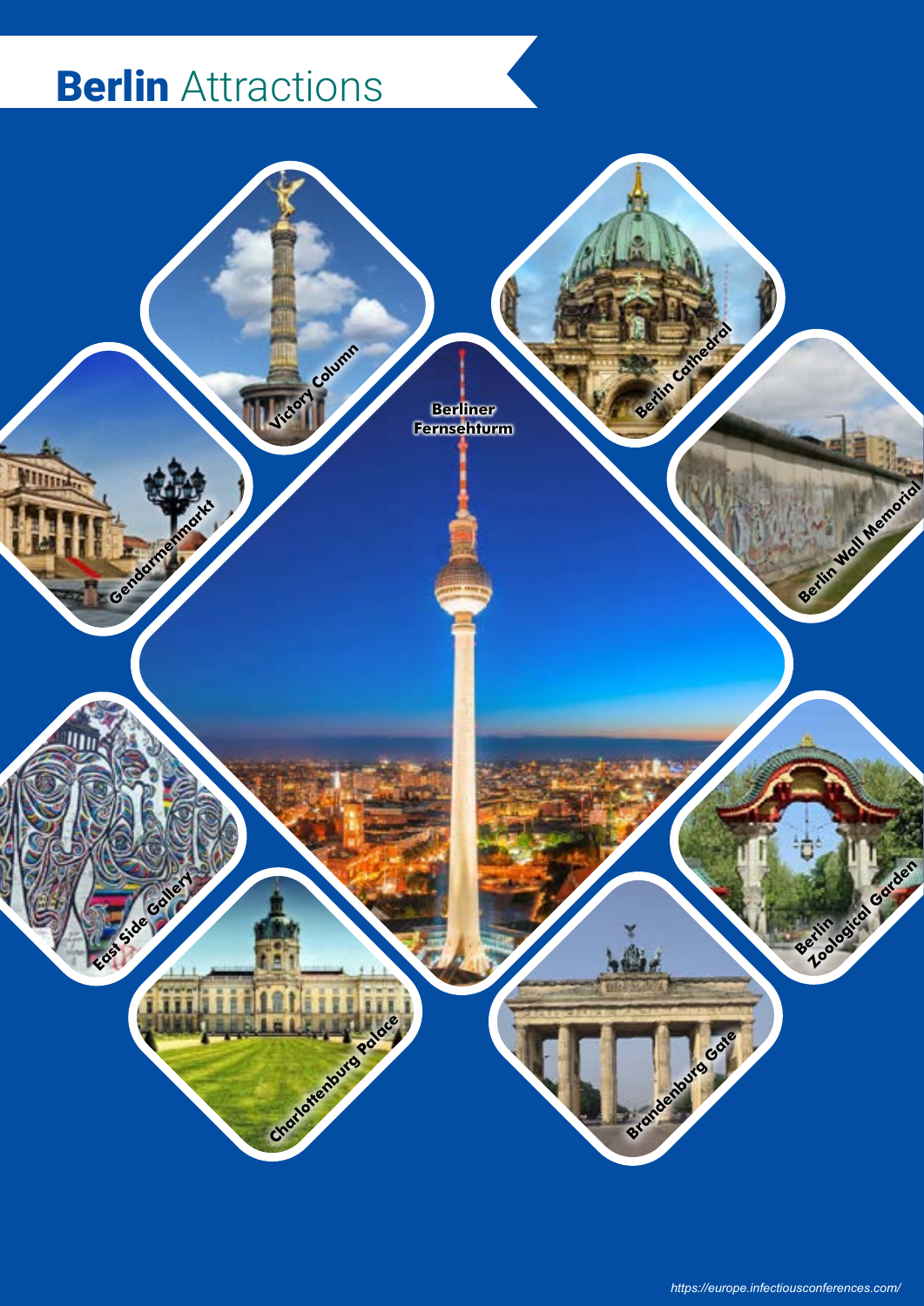# **Berlin** Attractions

Victory Column

Berlin Cathedral

Berliner Fernsehturm

Gendarmenmarkt

Berlin Wall Memorial

East Side Gallery

Berlin Zoological Garden

Charlottenburg Palace

Brandenburg Gate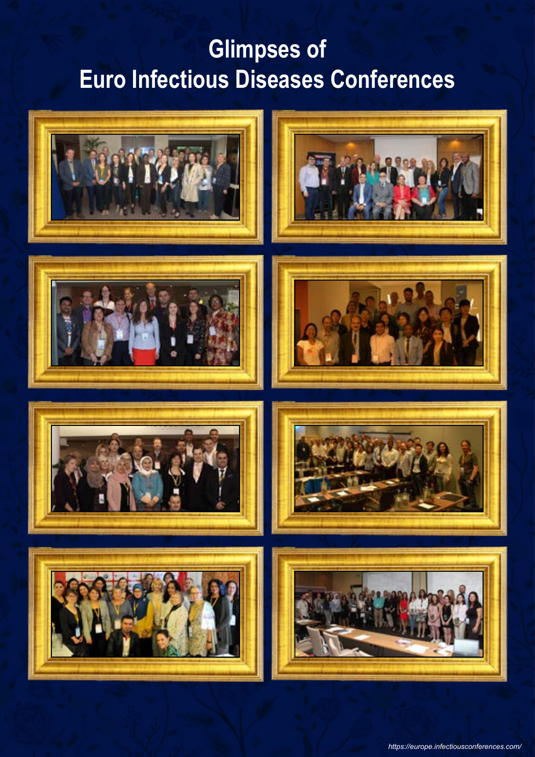# Glimpses of Euro Infectious Diseases Conferences

https://europe.infectiousconferences.com/